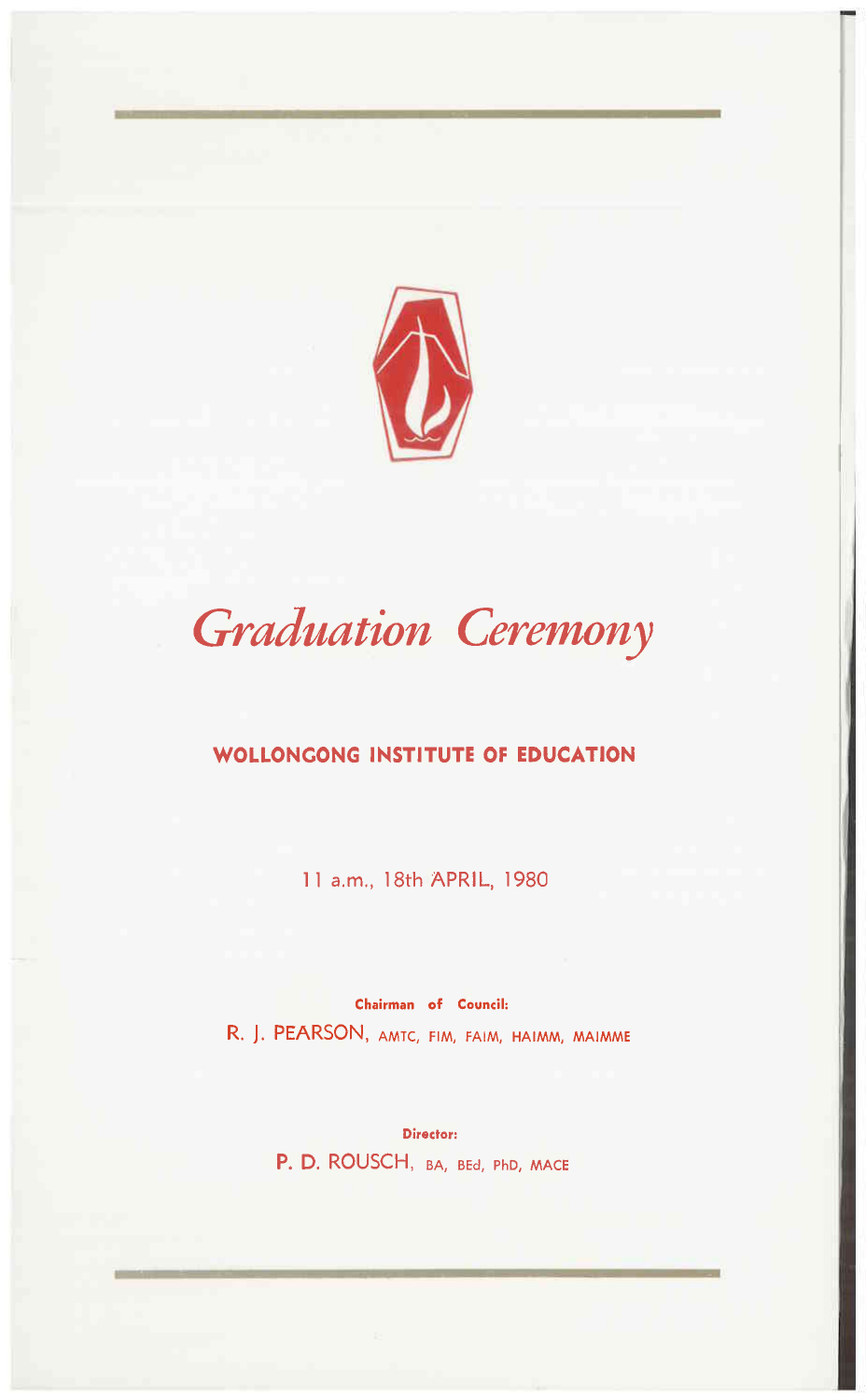# *Graduation Ceremony*

## WOLLONGONG INSTITUTE OF EDUCATION

11 a.m., 18th APRIL, 1980

**Chairman of Council:**

R. J. PEARSON, AMTC, FIM, FAIM, HAIMM, MAIMME

**Director:**

P. D. ROUSCH, BA, BEd, PhD, MACE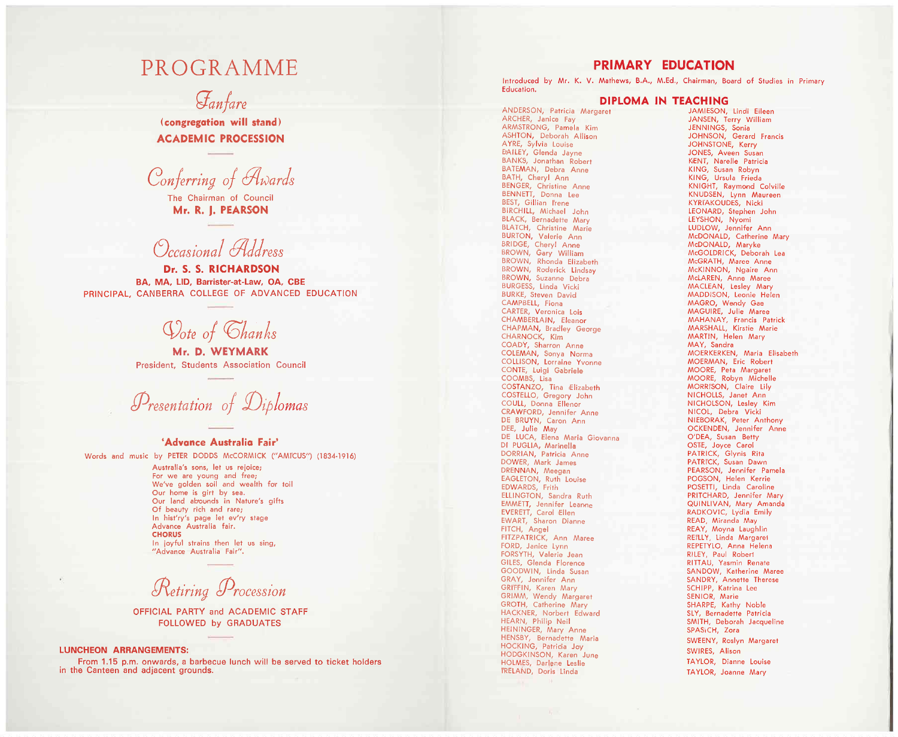# PROGRAMME

## *Fanfare*

**(congregation will stand)**

**ACADEMIC PROCESSION**

## *Conferring of Awards*

The Chairman of Council

**Mr. R. J. PEARSON**

## *Occasional Address*

**Dr. S. S. RICHARDSON**

**BA, MA, LlD, Barrister-at-Law, OA, CBE**

PRINCIPAL, CANBERRA COLLEGE OF ADVANCED EDUCATION

## *Vote of Thanks*

**Mr. D. WEYMARK**

President, Students Association Council

## *Presentation of Diplomas*

**'Advance Australia Fair'**

Words and music by PETER DODDS McCORMICK ("AMICUS") (1834-1916)

Australia's sons, let us rejoice;
For we are young and free;
We've golden soil and wealth for toil
Our home is girt by sea.
Our land abounds in Nature's gifts
Of beauty rich and rare;
In hist'ry's page let ev'ry stage
Advance Australia fair.

**CHORUS**

In joyful strains then let us sing,
"Advance Australia Fair".

## *Retiring Procession*

OFFICIAL PARTY and ACADEMIC STAFF
FOLLOWED by GRADUATES

**LUNCHEON ARRANGEMENTS:**

From 1.15 p.m. onwards, a barbecue lunch will be served to ticket holders in the Canteen and adjacent grounds.

# PRIMARY EDUCATION

Introduced by Mr. K. V. Mathews, B.A., M.Ed., Chairman, Board of Studies in Primary Education.

## DIPLOMA IN TEACHING

ANDERSON, Patricia Margaret
ARCHER, Janice Fay
ARMSTRONG, Pamela Kim
ASHTON, Deborah Allison
AYRE, Sylvia Louise
BAILEY, Glenda Jayne
BANKS, Jonathan Robert
BATEMAN, Debra Anne
BATH, Cheryl Ann
BENGER, Christine Anne
BENNETT, Donna Lee
BEST, Gillian Irene
BIRCHILL, Michael John
BLACK, Bernadette Mary
BLATCH, Christine Marie
BURTON, Valerie Ann
BRIDGE, Cheryl Anne
BROWN, Gary William
BROWN, Rhonda Elizabeth
BROWN, Roderick Lindsay
BROWN, Suzanne Debra
BURGESS, Linda Vicki
BURKE, Steven David
CAMPBELL, Fiona
CARTER, Veronica Lois
CHAMBERLAIN, Eleanor
CHAPMAN, Bradley George
CHARNOCK, Kim
COADY, Sharron Anne
COLEMAN, Sonya Norma
COLLISON, Lorraine Yvonne
CONTE, Luigi Gabriele
COOMBS, Lisa
COSTANZO, Tina Elizabeth
COSTELLO, Gregory John
COULL, Donna Ellenor
CRAWFORD, Jennifer Anne
DE BRUYN, Caron Ann
DEE, Julie May
DE LUCA, Elena Maria Giovanna
DI PUGLIA, Marinella
DORRIAN, Patricia Anne
DOWER, Mark James
DRENNAN, Meegan
EAGLETON, Ruth Louise
EDWARDS, Frith
ELLINGTON, Sandra Ruth
EMMETT, Jennifer Leanne
EVERETT, Carol Ellen
EWART, Sharon Dianne
FITCH, Angel
FITZPATRICK, Ann Maree
FORD, Janice Lynn
FORSYTH, Valerie Jean
GILES, Glenda Florence
GOODWIN, Linda Susan
GRAY, Jennifer Ann
GRIFFIN, Karen Mary
GRIMM, Wendy Margaret
GROTH, Catherine Mary
HACKNER, Norbert Edward
HEARN, Philip Neil
HEININGER, Mary Anne
HENSBY, Bernadette Maria
HOCKING, Patricia Joy
HODGKINSON, Karen June
HOLMES, Darlene Leslie
IRELAND, Doris Linda
JAMIESON, Lindi Eileen
JANSEN, Terry William
JENNINGS, Sonia
JOHNSON, Gerard Francis
JOHNSTONE, Kerry
JONES, Aveen Susan
KENT, Narelle Patricia
KING, Susan Robyn
KING, Ursula Frieda
KNIGHT, Raymond Colville
KNUDSEN, Lynn Maureen
KYRIAKOUDES, Nicki
LEONARD, Stephen John
LEYSHON, Nyomi
LUDLOW, Jennifer Ann
McDONALD, Catherine Mary
McDONALD, Maryke
McGOLDRICK, Deborah Lea
McGRATH, Maree Anne
McKINNON, Ngaire Ann
McLAREN, Anne Maree
MACLEAN, Lesley Mary
MADDISON, Leonie Helen
MAGRO, Wendy Gae
MAGUIRE, Julie Maree
MAHANAY, Francis Patrick
MARSHALL, Kirstie Marie
MARTIN, Helen Mary
MAY, Sandra
MOERKERKEN, Maria Elisabeth
MOERMAN, Eric Robert
MOORE, Peta Margaret
MOORE, Robyn Michelle
MORRISON, Claire Lily
NICHOLLS, Janet Ann
NICHOLSON, Lesley Kim
NICOL, Debra Vicki
NIEBORAK, Peter Anthony
OCKENDEN, Jennifer Anne
O'DEA, Susan Betty
OSTE, Joyce Carol
PATRICK, Glynis Rita
PATRICK, Susan Dawn
PEARSON, Jennifer Pamela
POGSON, Helen Kerrie
POSETTI, Linda Caroline
PRITCHARD, Jennifer Mary
QUINLIVAN, Mary Amanda
RADKOVIC, Lydia Emily
READ, Miranda May
REAY, Moyna Laughlin
REILLY, Linda Margaret
REPETYLO, Anna Helena
RILEY, Paul Robert
RITTAU, Yasmin Renate
SANDOW, Katherine Maree
SANDRY, Annette Therese
SCHIPP, Katrina Lee
SENIOR, Marie
SHARPE, Kathy Noble
SLY, Bernadette Patricia
SMITH, Deborah Jacqueline
SPASICH, Zora
SWEENY, Roslyn Margaret
SWIRES, Alison
TAYLOR, Dianne Louise
TAYLOR, Joanne Mary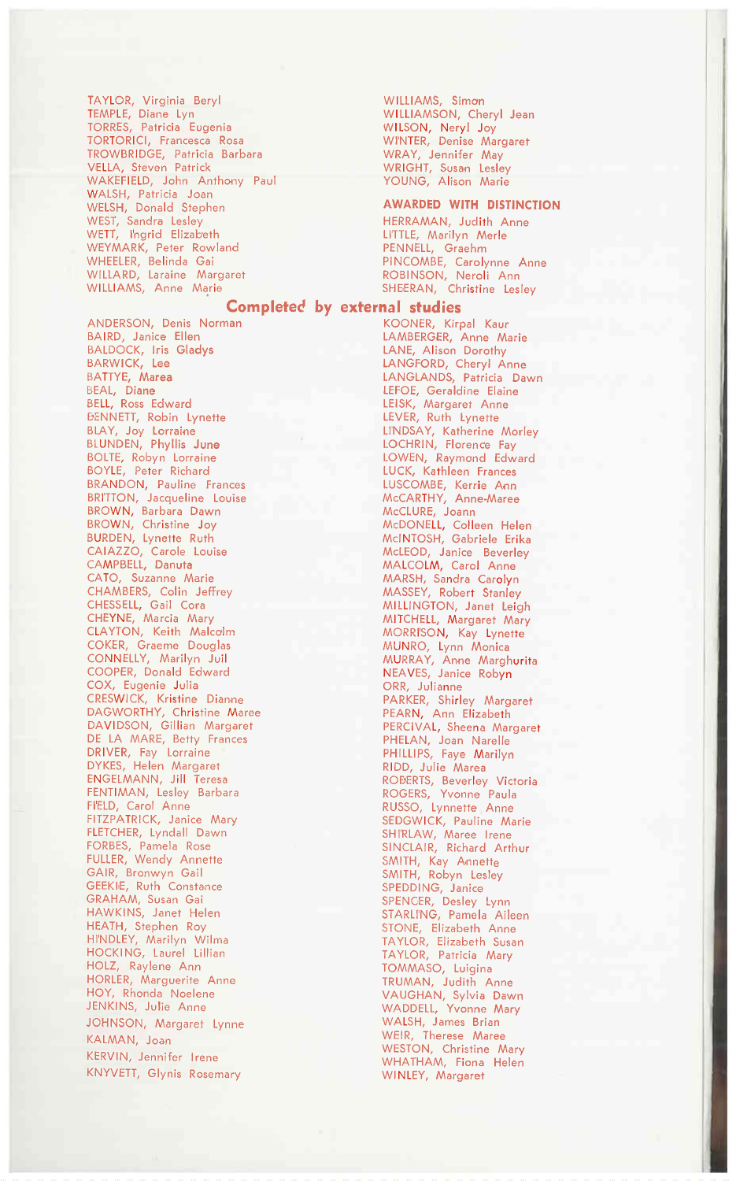TAYLOR, Virginia Beryl
TEMPLE, Diane Lyn
TORRES, Patricia Eugenia
TORTORICI, Francesca Rosa
TROWBRIDGE, Patricia Barbara
VELLA, Steven Patrick
WAKEFIELD, John Anthony Paul
WALSH, Patricia Joan
WELSH, Donald Stephen
WEST, Sandra Lesley
WETT, Ingrid Elizabeth
WEYMARK, Peter Rowland
WHEELER, Belinda Gai
WILLARD, Laraine Margaret
WILLIAMS, Anne Marie
WILLIAMS, Simon
WILLIAMSON, Cheryl Jean
WILSON, Neryl Joy
WINTER, Denise Margaret
WRAY, Jennifer May
WRIGHT, Susan Lesley
YOUNG, Alison Marie

## AWARDED WITH DISTINCTION

HERRAMAN, Judith Anne
LITTLE, Marilyn Merle
PENNELL, Graehm
PINCOMBE, Carolynne Anne
ROBINSON, Neroli Ann
SHEERAN, Christine Lesley

## Completed by external studies

ANDERSON, Denis Norman
BAIRD, Janice Ellen
BALDOCK, Iris Gladys
BARWICK, Lee
BATTYE, Marea
BEAL, Diane
BELL, Ross Edward
BENNETT, Robin Lynette
BLAY, Joy Lorraine
BLUNDEN, Phyllis June
BOLTE, Robyn Lorraine
BOYLE, Peter Richard
BRANDON, Pauline Frances
BRITTON, Jacqueline Louise
BROWN, Barbara Dawn
BROWN, Christine Joy
BURDEN, Lynette Ruth
CAIAZZO, Carole Louise
CAMPBELL, Danuta
CATO, Suzanne Marie
CHAMBERS, Colin Jeffrey
CHESSELL, Gail Cora
CHEYNE, Marcia Mary
CLAYTON, Keith Malcolm
COKER, Graeme Douglas
CONNELLY, Marilyn Juil
COOPER, Donald Edward
COX, Eugenie Julia
CRESWICK, Kristine Dianne
DAGWORTHY, Christine Maree
DAVIDSON, Gillian Margaret
DE LA MARE, Betty Frances
DRIVER, Fay Lorraine
DYKES, Helen Margaret
ENGELMANN, Jill Teresa
FENTIMAN, Lesley Barbara
FIELD, Carol Anne
FITZPATRICK, Janice Mary
FLETCHER, Lyndall Dawn
FORBES, Pamela Rose
FULLER, Wendy Annette
GAIR, Bronwyn Gail
GEEKIE, Ruth Constance
GRAHAM, Susan Gai
HAWKINS, Janet Helen
HEATH, Stephen Roy
HINDLEY, Marilyn Wilma
HOCKING, Laurel Lillian
HOLZ, Raylene Ann
HORLER, Marguerite Anne
HOY, Rhonda Noelene
JENKINS, Julie Anne
JOHNSON, Margaret Lynne
KALMAN, Joan
KERVIN, Jennifer Irene
KNYVETT, Glynis Rosemary
KOONER, Kirpal Kaur
LAMBERGER, Anne Marie
LANE, Alison Dorothy
LANGFORD, Cheryl Anne
LANGLANDS, Patricia Dawn
LEFOE, Geraldine Elaine
LEISK, Margaret Anne
LEVER, Ruth Lynette
LINDSAY, Katherine Morley
LOCHRIN, Florence Fay
LOWEN, Raymond Edward
LUCK, Kathleen Frances
LUSCOMBE, Kerrie Ann
McCARTHY, Anne-Maree
McCLURE, Joann
McDONELL, Colleen Helen
McINTOSH, Gabriele Erika
McLEOD, Janice Beverley
MALCOLM, Carol Anne
MARSH, Sandra Carolyn
MASSEY, Robert Stanley
MILLINGTON, Janet Leigh
MITCHELL, Margaret Mary
MORRISON, Kay Lynette
MUNRO, Lynn Monica
MURRAY, Anne Marghurita
NEAVES, Janice Robyn
ORR, Julianne
PARKER, Shirley Margaret
PEARN, Ann Elizabeth
PERCIVAL, Sheena Margaret
PHELAN, Joan Narelle
PHILLIPS, Faye Marilyn
RIDD, Julie Marea
ROBERTS, Beverley Victoria
ROGERS, Yvonne Paula
RUSSO, Lynnette Anne
SEDGWICK, Pauline Marie
SHIRLAW, Maree Irene
SINCLAIR, Richard Arthur
SMITH, Kay Annette
SMITH, Robyn Lesley
SPEDDING, Janice
SPENCER, Desley Lynn
STARLING, Pamela Aileen
STONE, Elizabeth Anne
TAYLOR, Elizabeth Susan
TAYLOR, Patricia Mary
TOMMASO, Luigina
TRUMAN, Judith Anne
VAUGHAN, Sylvia Dawn
WADDELL, Yvonne Mary
WALSH, James Brian
WEIR, Therese Maree
WESTON, Christine Mary
WHATHAM, Fiona Helen
WINLEY, Margaret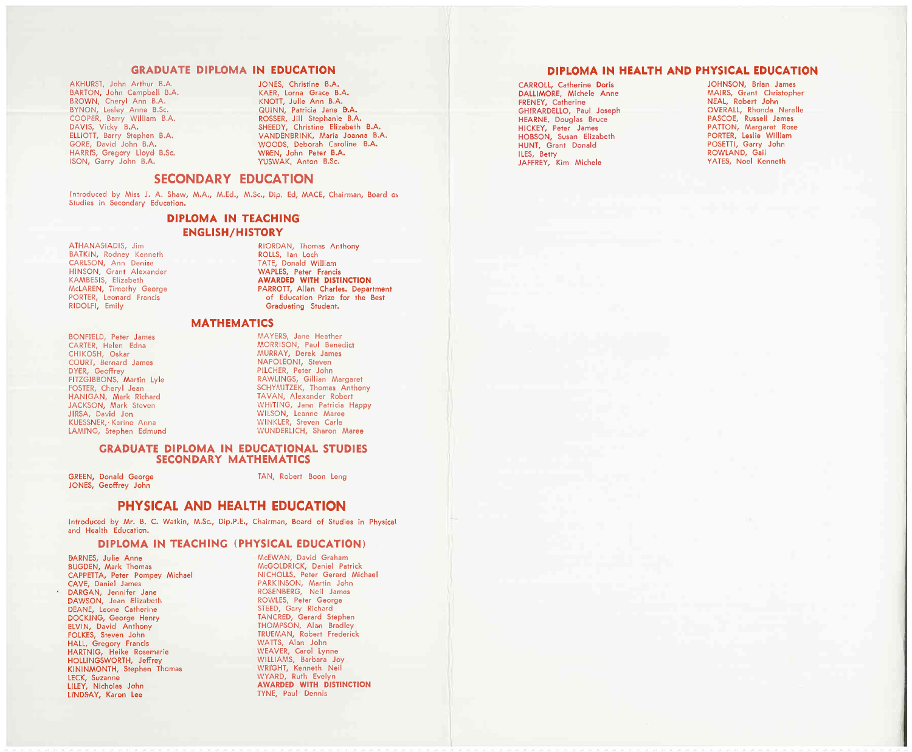## GRADUATE DIPLOMA IN EDUCATION

AKHURST, John Arthur B.A.
BARTON, John Campbell B.A.
BROWN, Cheryl Ann B.A.
BYNON, Lesley Anne B.Sc.
COOPER, Barry William B.A.
DAVIS, Vicky B.A.
ELLIOTT, Barry Stephen B.A.
GORE, David John B.A.
HARRIS, Gregory Lloyd B.Sc.
ISON, Garry John B.A.
JONES, Christine B.A.
KAER, Lorna Grace B.A.
KNOTT, Julie Ann B.A.
QUINN, Patricia Jane B.A.
ROSSER, Jill Stephanie B.A.
SHEEDY, Christine Elizabeth B.A.
VANDENBRINK, Maria Joanna B.A.
WOODS, Deborah Caroline B.A.
WREN, John Peter B.A.
YUSWAK, Anton B.Sc.

# SECONDARY EDUCATION

Introduced by Miss J. A. Shaw, M.A., M.Ed., M.Sc., Dip. Ed, MACE, Chairman, Board of Studies in Secondary Education.

## DIPLOMA IN TEACHING

### ENGLISH/HISTORY

ATHANASIADIS, Jim
BATKIN, Rodney Kenneth
CARLSON, Ann Denise
HINSON, Grant Alexander
KAMBESIS, Elizabeth
McLAREN, Timothy George
PORTER, Leonard Francis
RIDOLFI, Emily
RIORDAN, Thomas Anthony
ROLLS, Ian Loch
TATE, Donald William
WAPLES, Peter Francis

**AWARDED WITH DISTINCTION**

PARROTT, Allan Charles. Department of Education Prize for the Best Graduating Student.

### MATHEMATICS

BONFIELD, Peter James
CARTER, Helen Edna
CHIKOSH, Oskar
COURT, Bernard James
DYER, Geoffrey
FITZGIBBONS, Martin Lyle
FOSTER, Cheryl Jean
HANIGAN, Mark Richard
JACKSON, Mark Steven
JIRSA, David Jon
KUESSNER, Karine Anna
LAMING, Stephen Edmund
MAYERS, Jane Heather
MORRISON, Paul Benedict
MURRAY, Derek James
NAPOLEONI, Steven
PILCHER, Peter John
RAWLINGS, Gillian Margaret
SCHYMITZEK, Thomas Anthony
TAVAN, Alexander Robert
WHITING, Jann Patricia Happy
WILSON, Leanne Maree
WINKLER, Steven Carle
WUNDERLICH, Sharon Maree

## GRADUATE DIPLOMA IN EDUCATIONAL STUDIES SECONDARY MATHEMATICS

GREEN, Donald George
JONES, Geoffrey John
TAN, Robert Boon Leng

# PHYSICAL AND HEALTH EDUCATION

Introduced by Mr. B. C. Watkin, M.Sc., Dip.P.E., Chairman, Board of Studies in Physical and Health Education.

## DIPLOMA IN TEACHING (PHYSICAL EDUCATION)

BARNES, Julie Anne
BUGDEN, Mark Thomas
CAPPETTA, Peter Pompey Michael
CAVE, Daniel James
DARGAN, Jennifer Jane
DAWSON, Jean Elizabeth
DEANE, Leone Catherine
DOCKING, George Henry
ELVIN, David Anthony
FOLKES, Steven John
HALL, Gregory Francis
HARTNIG, Heike Rosemarie
HOLLINGSWORTH, Jeffrey
KININMONTH, Stephen Thomas
LECK, Suzanne
LILEY, Nicholas John
LINDSAY, Karon Lee
McEWAN, David Graham
McGOLDRICK, Daniel Patrick
NICHOLLS, Peter Gerard Michael
PARKINSON, Martin John
ROSENBERG, Neil James
ROWLES, Peter George
STEED, Gary Richard
TANCRED, Gerard Stephen
THOMPSON, Alan Bradley
TRUEMAN, Robert Frederick
WATTS, Alan John
WEAVER, Carol Lynne
WILLIAMS, Barbara Joy
WRIGHT, Kenneth Neil
WYARD, Ruth Evelyn

**AWARDED WITH DISTINCTION**

TYNE, Paul Dennis

## DIPLOMA IN HEALTH AND PHYSICAL EDUCATION

CARROLL, Catherine Doris
DALLIMORE, Michele Anne
FRENEY, Catherine
GHIRARDELLO, Paul Joseph
HEARNE, Douglas Bruce
HICKEY, Peter James
HOBSON, Susan Elizabeth
HUNT, Grant Donald
ILES, Betty
JAFFREY, Kim Michele
JOHNSON, Brian James
MAIRS, Grant Christopher
NEAL, Robert John
OVERALL, Rhonda Narelle
PASCOE, Russell James
PATTON, Margaret Rose
PORTER, Leslie William
POSETTI, Garry John
ROWLAND, Gail
YATES, Noel Kenneth